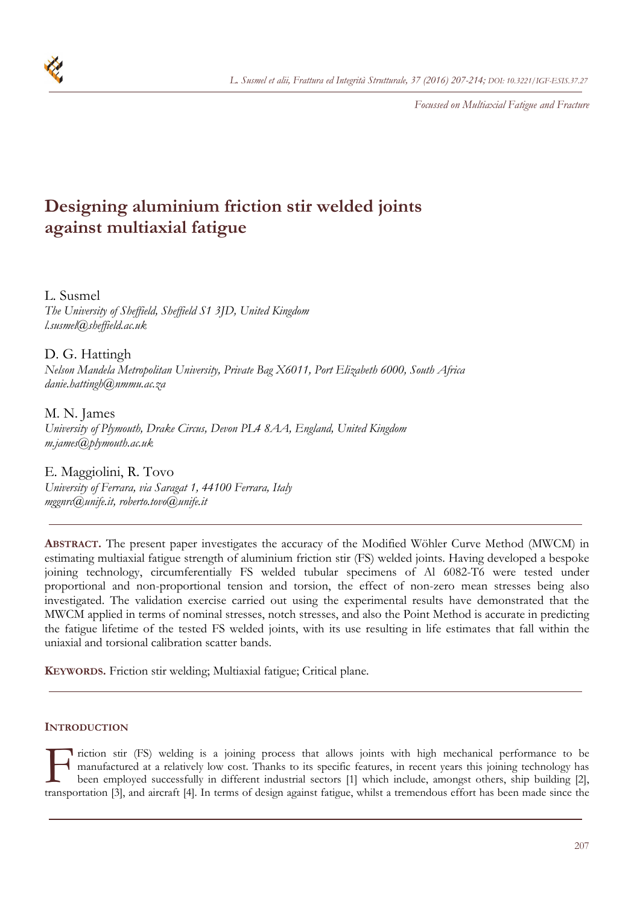*Focussed on Multiaxial Fatigue and Fracture*

# Designing aluminium friction stir welded joints against multiaxial fatigue

L. Susmel
*The University of Sheffield, Sheffield S1 3JD, United Kingdom*
*l.susmel@sheffield.ac.uk*

D. G. Hattingh
*Nelson Mandela Metropolitan University, Private Bag X6011, Port Elizabeth 6000, South Africa*
*danie.hattingh@nmmu.ac.za*

M. N. James
*University of Plymouth, Drake Circus, Devon PL4 8AA, England, United Kingdom*
*m.james@plymouth.ac.uk*

E. Maggiolini, R. Tovo
*University of Ferrara, via Saragat 1, 44100 Ferrara, Italy*
*mggnrc@unife.it, roberto.tovo@unife.it*

---

**ABSTRACT.** The present paper investigates the accuracy of the Modified Wöhler Curve Method (MWCM) in estimating multiaxial fatigue strength of aluminium friction stir (FS) welded joints. Having developed a bespoke joining technology, circumferentially FS welded tubular specimens of Al 6082-T6 were tested under proportional and non-proportional tension and torsion, the effect of non-zero mean stresses being also investigated. The validation exercise carried out using the experimental results have demonstrated that the MWCM applied in terms of nominal stresses, notch stresses, and also the Point Method is accurate in predicting the fatigue lifetime of the tested FS welded joints, with its use resulting in life estimates that fall within the uniaxial and torsional calibration scatter bands.

**KEYWORDS.** Friction stir welding; Multiaxial fatigue; Critical plane.

---

## INTRODUCTION

Friction stir (FS) welding is a joining process that allows joints with high mechanical performance to be manufactured at a relatively low cost. Thanks to its specific features, in recent years this joining technology has been employed successfully in different industrial sectors [1] which include, amongst others, ship building [2], transportation [3], and aircraft [4]. In terms of design against fatigue, whilst a tremendous effort has been made since the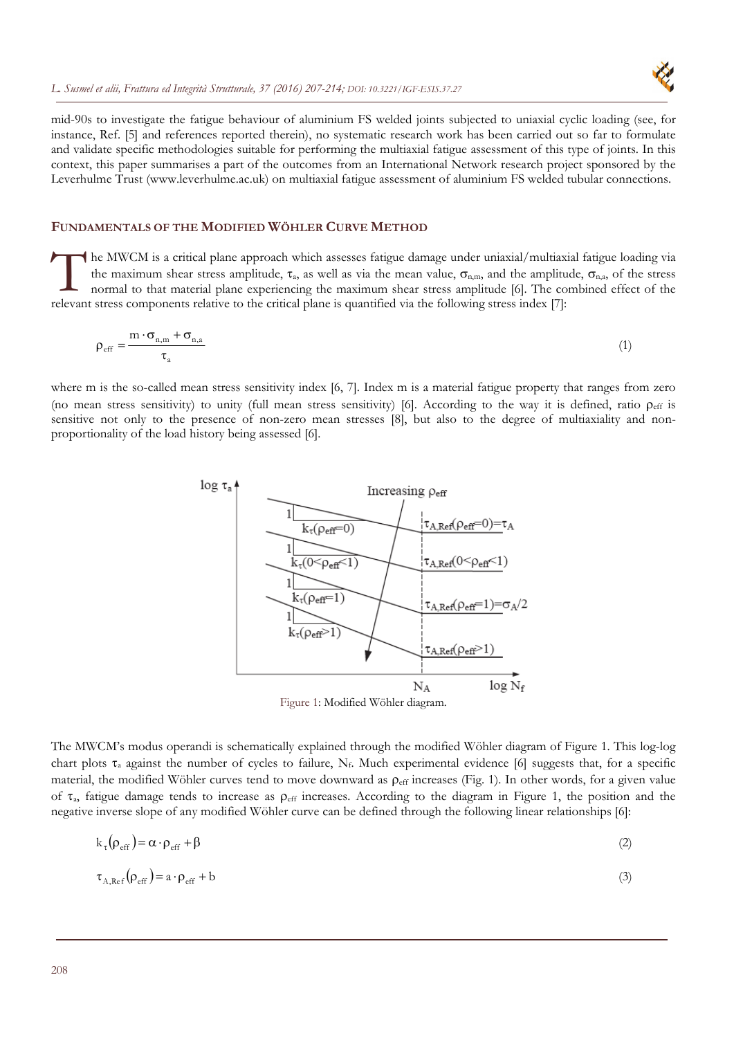mid-90s to investigate the fatigue behaviour of aluminium FS welded joints subjected to uniaxial cyclic loading (see, for instance, Ref. [5] and references reported therein), no systematic research work has been carried out so far to formulate and validate specific methodologies suitable for performing the multiaxial fatigue assessment of this type of joints. In this context, this paper summarises a part of the outcomes from an International Network research project sponsored by the Leverhulme Trust (www.leverhulme.ac.uk) on multiaxial fatigue assessment of aluminium FS welded tubular connections.

## FUNDAMENTALS OF THE MODIFIED WÖHLER CURVE METHOD

The MWCM is a critical plane approach which assesses fatigue damage under uniaxial/multiaxial fatigue loading via the maximum shear stress amplitude, $\tau_a$, as well as via the mean value, $\sigma_{n,m}$, and the amplitude, $\sigma_{n,a}$, of the stress normal to that material plane experiencing the maximum shear stress amplitude [6]. The combined effect of the relevant stress components relative to the critical plane is quantified via the following stress index [7]:

$$\rho_{eff} = \frac{m \cdot \sigma_{n,m} + \sigma_{n,a}}{\tau_a} \tag{1}$$

where m is the so-called mean stress sensitivity index [6, 7]. Index m is a material fatigue property that ranges from zero (no mean stress sensitivity) to unity (full mean stress sensitivity) [6]. According to the way it is defined, ratio $\rho_{eff}$ is sensitive not only to the presence of non-zero mean stresses [8], but also to the degree of multiaxiality and non-proportionality of the load history being assessed [6].

Figure 1: Modified Wöhler diagram.

The MWCM's modus operandi is schematically explained through the modified Wöhler diagram of Figure 1. This log-log chart plots $\tau_a$ against the number of cycles to failure, $N_f$. Much experimental evidence [6] suggests that, for a specific material, the modified Wöhler curves tend to move downward as $\rho_{eff}$ increases (Fig. 1). In other words, for a given value of $\tau_a$, fatigue damage tends to increase as $\rho_{eff}$ increases. According to the diagram in Figure 1, the position and the negative inverse slope of any modified Wöhler curve can be defined through the following linear relationships [6]:

$$k_\tau(\rho_{eff}) = \alpha \cdot \rho_{eff} + \beta \tag{2}$$

$$\tau_{A,Ref}(\rho_{eff}) = a \cdot \rho_{eff} + b \tag{3}$$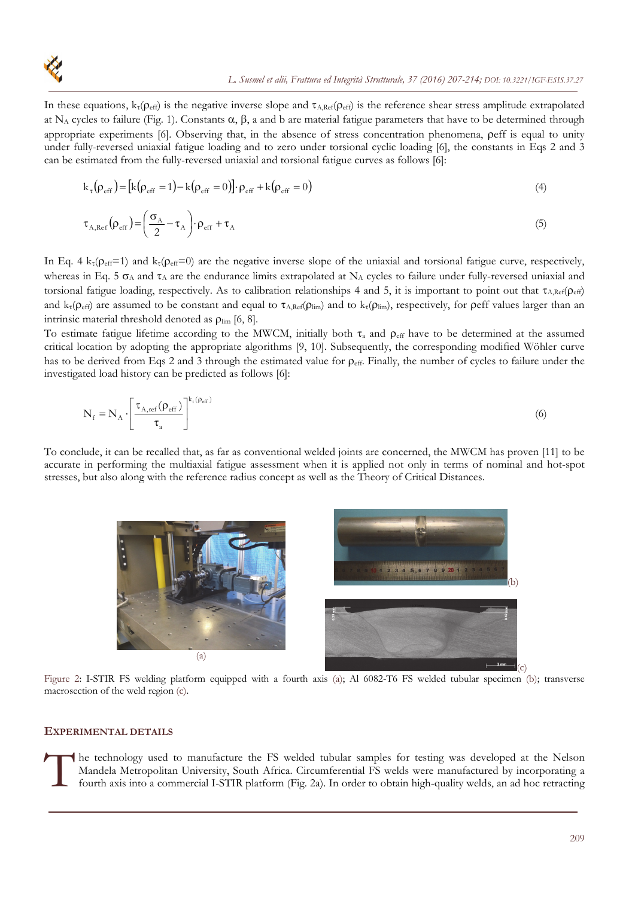In these equations, $k_\tau(\rho_{eff})$ is the negative inverse slope and $\tau_{A,Ref}(\rho_{eff})$ is the reference shear stress amplitude extrapolated at $N_A$ cycles to failure (Fig. 1). Constants $\alpha$, $\beta$, a and b are material fatigue parameters that have to be determined through appropriate experiments [6]. Observing that, in the absence of stress concentration phenomena, $\rho_{eff}$ is equal to unity under fully-reversed uniaxial fatigue loading and to zero under torsional cyclic loading [6], the constants in Eqs 2 and 3 can be estimated from the fully-reversed uniaxial and torsional fatigue curves as follows [6]:

$$k_\tau(\rho_{eff}) = [k(\rho_{eff}=1) - k(\rho_{eff}=0)] \cdot \rho_{eff} + k(\rho_{eff}=0) \tag{4}$$

$$\tau_{A,Ref}(\rho_{eff}) = \left(\frac{\sigma_A}{2} - \tau_A\right) \cdot \rho_{eff} + \tau_A \tag{5}$$

In Eq. 4 $k_\tau(\rho_{eff}=1)$ and $k_\tau(\rho_{eff}=0)$ are the negative inverse slope of the uniaxial and torsional fatigue curve, respectively, whereas in Eq. 5 $\sigma_A$ and $\tau_A$ are the endurance limits extrapolated at $N_A$ cycles to failure under fully-reversed uniaxial and torsional fatigue loading, respectively. As to calibration relationships 4 and 5, it is important to point out that $\tau_{A,Ref}(\rho_{eff})$ and $k_\tau(\rho_{eff})$ are assumed to be constant and equal to $\tau_{A,Ref}(\rho_{lim})$ and to $k_\tau(\rho_{lim})$, respectively, for $\rho_{eff}$ values larger than an intrinsic material threshold denoted as $\rho_{lim}$ [6, 8].

To estimate fatigue lifetime according to the MWCM, initially both $\tau_a$ and $\rho_{eff}$ have to be determined at the assumed critical location by adopting the appropriate algorithms [9, 10]. Subsequently, the corresponding modified Wöhler curve has to be derived from Eqs 2 and 3 through the estimated value for $\rho_{eff}$. Finally, the number of cycles to failure under the investigated load history can be predicted as follows [6]:

$$N_f = N_A \cdot \left[\frac{\tau_{A,ref}(\rho_{eff})}{\tau_a}\right]^{k_\tau(\rho_{eff})} \tag{6}$$

To conclude, it can be recalled that, as far as conventional welded joints are concerned, the MWCM has proven [11] to be accurate in performing the multiaxial fatigue assessment when it is applied not only in terms of nominal and hot-spot stresses, but also along with the reference radius concept as well as the Theory of Critical Distances.

Figure 2: I-STIR FS welding platform equipped with a fourth axis (a); Al 6082-T6 FS welded tubular specimen (b); transverse macrosection of the weld region (c).

## EXPERIMENTAL DETAILS

The technology used to manufacture the FS welded tubular samples for testing was developed at the Nelson Mandela Metropolitan University, South Africa. Circumferential FS welds were manufactured by incorporating a fourth axis into a commercial I-STIR platform (Fig. 2a). In order to obtain high-quality welds, an ad hoc retracting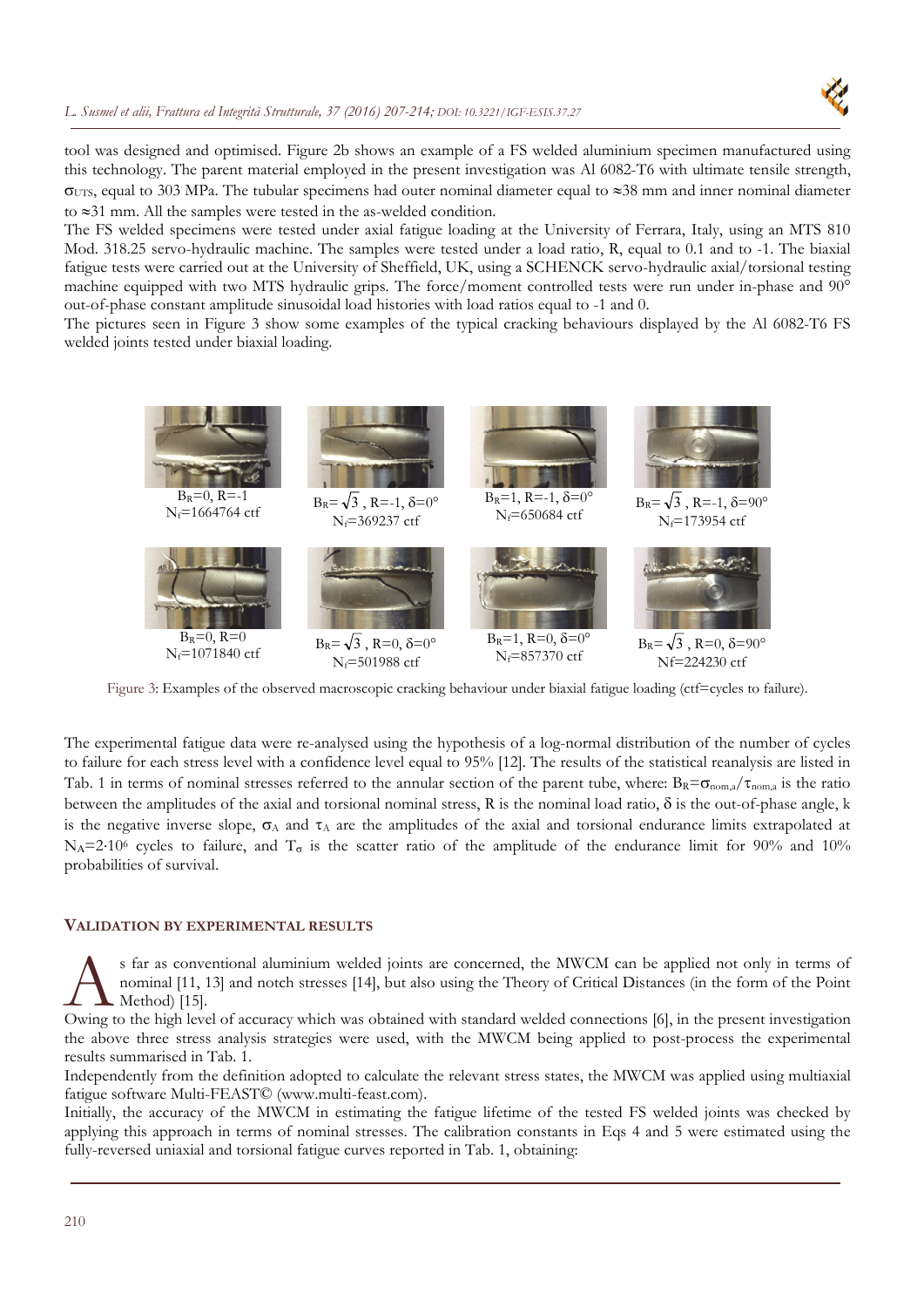tool was designed and optimised. Figure 2b shows an example of a FS welded aluminium specimen manufactured using this technology. The parent material employed in the present investigation was Al 6082-T6 with ultimate tensile strength, $\sigma_{UTS}$, equal to 303 MPa. The tubular specimens had outer nominal diameter equal to ≈38 mm and inner nominal diameter to ≈31 mm. All the samples were tested in the as-welded condition.

The FS welded specimens were tested under axial fatigue loading at the University of Ferrara, Italy, using an MTS 810 Mod. 318.25 servo-hydraulic machine. The samples were tested under a load ratio, R, equal to 0.1 and to -1. The biaxial fatigue tests were carried out at the University of Sheffield, UK, using a SCHENCK servo-hydraulic axial/torsional testing machine equipped with two MTS hydraulic grips. The force/moment controlled tests were run under in-phase and 90° out-of-phase constant amplitude sinusoidal load histories with load ratios equal to -1 and 0.

The pictures seen in Figure 3 show some examples of the typical cracking behaviours displayed by the Al 6082-T6 FS welded joints tested under biaxial loading.

$B_R=0$, $R=-1$, $N_f=1664764$ ctf

$B_R=\sqrt{3}$, $R=-1$, $\delta=0°$, $N_f=369237$ ctf

$B_R=1$, $R=-1$, $\delta=0°$, $N_f=650684$ ctf

$B_R=\sqrt{3}$, $R=-1$, $\delta=90°$, $N_f=173954$ ctf

$B_R=0$, $R=0$, $N_f=1071840$ ctf

$B_R=\sqrt{3}$, $R=0$, $\delta=0°$, $N_f=501988$ ctf

$B_R=1$, $R=0$, $\delta=0°$, $N_f=857370$ ctf

$B_R=\sqrt{3}$, $R=0$, $\delta=90°$, $N_f=224230$ ctf

Figure 3: Examples of the observed macroscopic cracking behaviour under biaxial fatigue loading (ctf=cycles to failure).

The experimental fatigue data were re-analysed using the hypothesis of a log-normal distribution of the number of cycles to failure for each stress level with a confidence level equal to 95% [12]. The results of the statistical reanalysis are listed in Tab. 1 in terms of nominal stresses referred to the annular section of the parent tube, where: $B_R=\sigma_{nom,a}/\tau_{nom,a}$ is the ratio between the amplitudes of the axial and torsional nominal stress, R is the nominal load ratio, $\delta$ is the out-of-phase angle, k is the negative inverse slope, $\sigma_A$ and $\tau_A$ are the amplitudes of the axial and torsional endurance limits extrapolated at $N_A=2\cdot10^6$ cycles to failure, and $T_\sigma$ is the scatter ratio of the amplitude of the endurance limit for 90% and 10% probabilities of survival.

## VALIDATION BY EXPERIMENTAL RESULTS

As far as conventional aluminium welded joints are concerned, the MWCM can be applied not only in terms of nominal [11, 13] and notch stresses [14], but also using the Theory of Critical Distances (in the form of the Point Method) [15].

Owing to the high level of accuracy which was obtained with standard welded connections [6], in the present investigation the above three stress analysis strategies were used, with the MWCM being applied to post-process the experimental results summarised in Tab. 1.

Independently from the definition adopted to calculate the relevant stress states, the MWCM was applied using multiaxial fatigue software Multi-FEAST© (www.multi-feast.com).

Initially, the accuracy of the MWCM in estimating the fatigue lifetime of the tested FS welded joints was checked by applying this approach in terms of nominal stresses. The calibration constants in Eqs 4 and 5 were estimated using the fully-reversed uniaxial and torsional fatigue curves reported in Tab. 1, obtaining: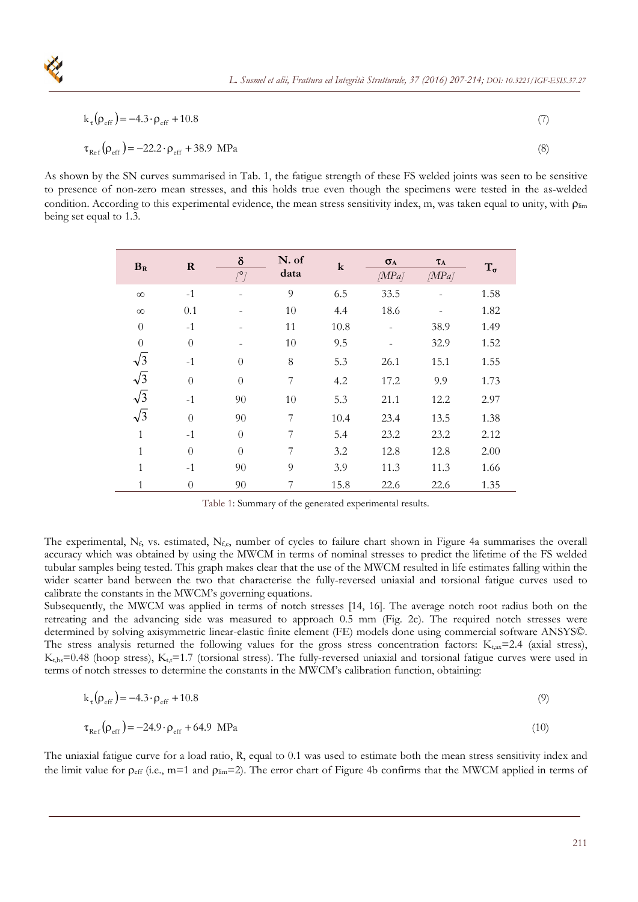$$k_\tau(\rho_{eff}) = -4.3 \cdot \rho_{eff} + 10.8 \tag{7}$$

$$\tau_{Ref}(\rho_{eff}) = -22.2 \cdot \rho_{eff} + 38.9 \text{ MPa} \tag{8}$$

As shown by the SN curves summarised in Tab. 1, the fatigue strength of these FS welded joints was seen to be sensitive to presence of non-zero mean stresses, and this holds true even though the specimens were tested in the as-welded condition. According to this experimental evidence, the mean stress sensitivity index, m, was taken equal to unity, with $\rho_{lim}$ being set equal to 1.3.

| $B_R$ | R | $\delta$ [°] | N. of data | k | $\sigma_A$ [MPa] | $\tau_A$ [MPa] | $T_\sigma$ |
|---|---|---|---|---|---|---|---|
| $\infty$ | -1 | - | 9 | 6.5 | 33.5 | - | 1.58 |
| $\infty$ | 0.1 | - | 10 | 4.4 | 18.6 | - | 1.82 |
| 0 | -1 | - | 11 | 10.8 | - | 38.9 | 1.49 |
| 0 | 0 | - | 10 | 9.5 | - | 32.9 | 1.52 |
| $\sqrt{3}$ | -1 | 0 | 8 | 5.3 | 26.1 | 15.1 | 1.55 |
| $\sqrt{3}$ | 0 | 0 | 7 | 4.2 | 17.2 | 9.9 | 1.73 |
| $\sqrt{3}$ | -1 | 90 | 10 | 5.3 | 21.1 | 12.2 | 2.97 |
| $\sqrt{3}$ | 0 | 90 | 7 | 10.4 | 23.4 | 13.5 | 1.38 |
| 1 | -1 | 0 | 7 | 5.4 | 23.2 | 23.2 | 2.12 |
| 1 | 0 | 0 | 7 | 3.2 | 12.8 | 12.8 | 2.00 |
| 1 | -1 | 90 | 9 | 3.9 | 11.3 | 11.3 | 1.66 |
| 1 | 0 | 90 | 7 | 15.8 | 22.6 | 22.6 | 1.35 |

Table 1: Summary of the generated experimental results.

The experimental, $N_f$, vs. estimated, $N_{f,e}$, number of cycles to failure chart shown in Figure 4a summarises the overall accuracy which was obtained by using the MWCM in terms of nominal stresses to predict the lifetime of the FS welded tubular samples being tested. This graph makes clear that the use of the MWCM resulted in life estimates falling within the wider scatter band between the two that characterise the fully-reversed uniaxial and torsional fatigue curves used to calibrate the constants in the MWCM's governing equations.

Subsequently, the MWCM was applied in terms of notch stresses [14, 16]. The average notch root radius both on the retreating and the advancing side was measured to approach 0.5 mm (Fig. 2c). The required notch stresses were determined by solving axisymmetric linear-elastic finite element (FE) models done using commercial software ANSYS©. The stress analysis returned the following values for the gross stress concentration factors: $K_{t,ax}$=2.4 (axial stress), $K_{t,hs}$=0.48 (hoop stress), $K_{t,t}$=1.7 (torsional stress). The fully-reversed uniaxial and torsional fatigue curves were used in terms of notch stresses to determine the constants in the MWCM's calibration function, obtaining:

$$k_\tau(\rho_{eff}) = -4.3 \cdot \rho_{eff} + 10.8 \tag{9}$$

$$\tau_{Ref}(\rho_{eff}) = -24.9 \cdot \rho_{eff} + 64.9 \text{ MPa} \tag{10}$$

The uniaxial fatigue curve for a load ratio, R, equal to 0.1 was used to estimate both the mean stress sensitivity index and the limit value for $\rho_{eff}$ (i.e., m=1 and $\rho_{lim}$=2). The error chart of Figure 4b confirms that the MWCM applied in terms of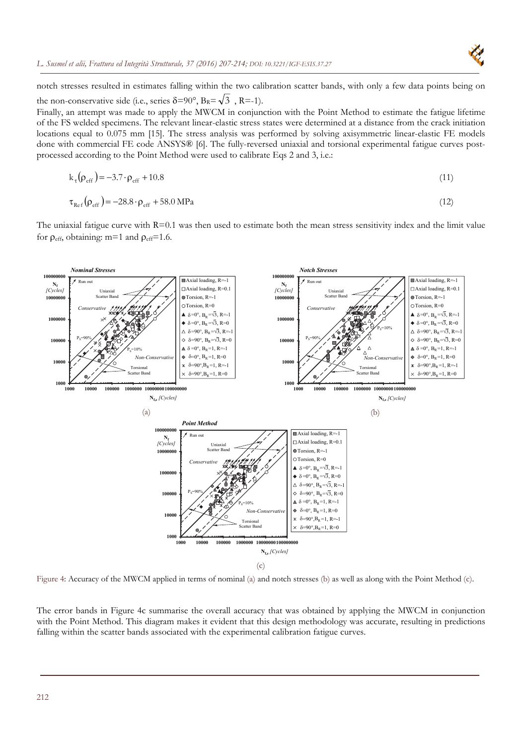notch stresses resulted in estimates falling within the two calibration scatter bands, with only a few data points being on the non-conservative side (i.e., series $\delta$=90°, $B_R=\sqrt{3}$ , R=-1).

Finally, an attempt was made to apply the MWCM in conjunction with the Point Method to estimate the fatigue lifetime of the FS welded specimens. The relevant linear-elastic stress states were determined at a distance from the crack initiation locations equal to 0.075 mm [15]. The stress analysis was performed by solving axisymmetric linear-elastic FE models done with commercial FE code ANSYS® [6]. The fully-reversed uniaxial and torsional experimental fatigue curves post-processed according to the Point Method were used to calibrate Eqs 2 and 3, i.e.:

$$k_{\tau}(\rho_{eff}) = -3.7 \cdot \rho_{eff} + 10.8 \tag{11}$$

$$\tau_{Ref}(\rho_{eff}) = -28.8 \cdot \rho_{eff} + 58.0 \,\text{MPa} \tag{12}$$

The uniaxial fatigue curve with R=0.1 was then used to estimate both the mean stress sensitivity index and the limit value for $\rho_{eff}$, obtaining: m=1 and $\rho_{eff}$=1.6.

Figure 4: Accuracy of the MWCM applied in terms of nominal (a) and notch stresses (b) as well as along with the Point Method (c).

The error bands in Figure 4c summarise the overall accuracy that was obtained by applying the MWCM in conjunction with the Point Method. This diagram makes it evident that this design methodology was accurate, resulting in predictions falling within the scatter bands associated with the experimental calibration fatigue curves.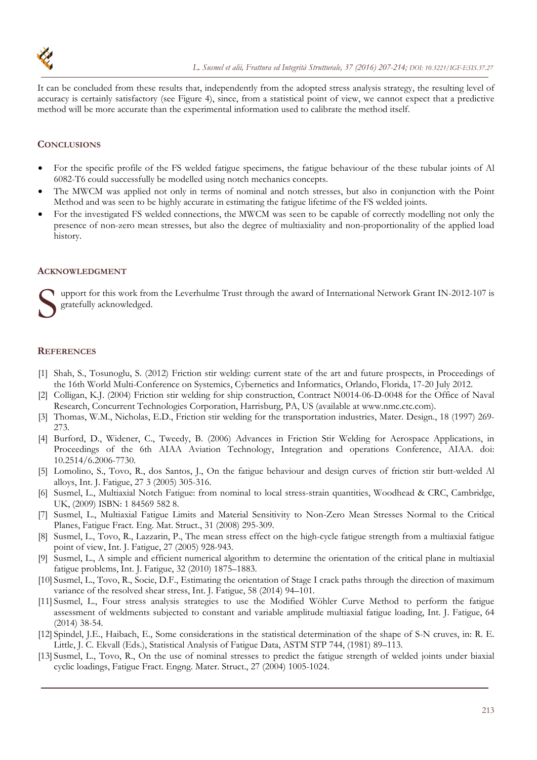It can be concluded from these results that, independently from the adopted stress analysis strategy, the resulting level of accuracy is certainly satisfactory (see Figure 4), since, from a statistical point of view, we cannot expect that a predictive method will be more accurate than the experimental information used to calibrate the method itself.

## CONCLUSIONS

- For the specific profile of the FS welded fatigue specimens, the fatigue behaviour of the these tubular joints of Al 6082-T6 could successfully be modelled using notch mechanics concepts.
- The MWCM was applied not only in terms of nominal and notch stresses, but also in conjunction with the Point Method and was seen to be highly accurate in estimating the fatigue lifetime of the FS welded joints.
- For the investigated FS welded connections, the MWCM was seen to be capable of correctly modelling not only the presence of non-zero mean stresses, but also the degree of multiaxiality and non-proportionality of the applied load history.

## ACKNOWLEDGMENT

Support for this work from the Leverhulme Trust through the award of International Network Grant IN-2012-107 is gratefully acknowledged.

## REFERENCES

[1] Shah, S., Tosunoglu, S. (2012) Friction stir welding: current state of the art and future prospects, in Proceedings of the 16th World Multi-Conference on Systemics, Cybernetics and Informatics, Orlando, Florida, 17-20 July 2012.

[2] Colligan, K.J. (2004) Friction stir welding for ship construction, Contract N0014-06-D-0048 for the Office of Naval Research, Concurrent Technologies Corporation, Harrisburg, PA, US (available at www.nmc.ctc.com).

[3] Thomas, W.M., Nicholas, E.D., Friction stir welding for the transportation industries, Mater. Design., 18 (1997) 269-273.

[4] Burford, D., Widener, C., Tweedy, B. (2006) Advances in Friction Stir Welding for Aerospace Applications, in Proceedings of the 6th AIAA Aviation Technology, Integration and operations Conference, AIAA. doi: 10.2514/6.2006-7730.

[5] Lomolino, S., Tovo, R., dos Santos, J., On the fatigue behaviour and design curves of friction stir butt-welded Al alloys, Int. J. Fatigue, 27 3 (2005) 305-316.

[6] Susmel, L., Multiaxial Notch Fatigue: from nominal to local stress-strain quantities, Woodhead & CRC, Cambridge, UK, (2009) ISBN: 1 84569 582 8.

[7] Susmel, L., Multiaxial Fatigue Limits and Material Sensitivity to Non-Zero Mean Stresses Normal to the Critical Planes, Fatigue Fract. Eng. Mat. Struct., 31 (2008) 295-309.

[8] Susmel, L., Tovo, R., Lazzarin, P., The mean stress effect on the high-cycle fatigue strength from a multiaxial fatigue point of view, Int. J. Fatigue, 27 (2005) 928-943.

[9] Susmel, L., A simple and efficient numerical algorithm to determine the orientation of the critical plane in multiaxial fatigue problems, Int. J. Fatigue, 32 (2010) 1875–1883.

[10] Susmel, L., Tovo, R., Socie, D.F., Estimating the orientation of Stage I crack paths through the direction of maximum variance of the resolved shear stress, Int. J. Fatigue, 58 (2014) 94–101.

[11] Susmel, L., Four stress analysis strategies to use the Modified Wöhler Curve Method to perform the fatigue assessment of weldments subjected to constant and variable amplitude multiaxial fatigue loading, Int. J. Fatigue, 64 (2014) 38-54.

[12] Spindel, J.E., Haibach, E., Some considerations in the statistical determination of the shape of S-N cruves, in: R. E. Little, J. C. Ekvall (Eds.), Statistical Analysis of Fatigue Data, ASTM STP 744, (1981) 89–113.

[13] Susmel, L., Tovo, R., On the use of nominal stresses to predict the fatigue strength of welded joints under biaxial cyclic loadings, Fatigue Fract. Engng. Mater. Struct., 27 (2004) 1005-1024.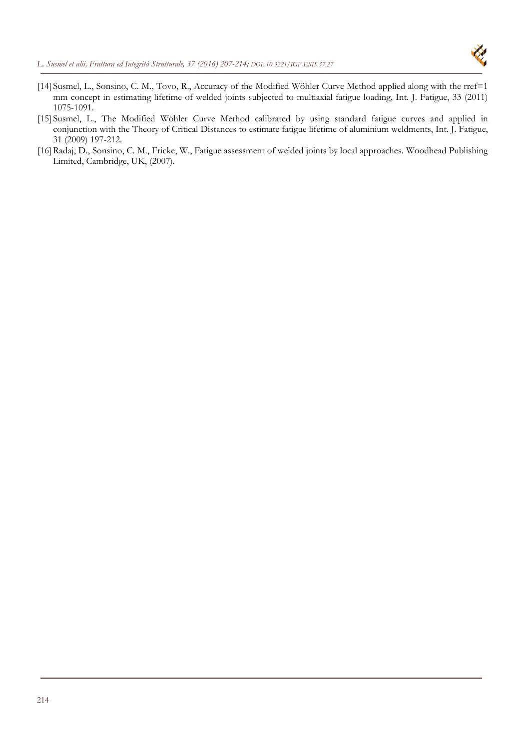[14] Susmel, L., Sonsino, C. M., Tovo, R., Accuracy of the Modified Wöhler Curve Method applied along with the rref=1 mm concept in estimating lifetime of welded joints subjected to multiaxial fatigue loading, Int. J. Fatigue, 33 (2011) 1075-1091.

[15] Susmel, L., The Modified Wöhler Curve Method calibrated by using standard fatigue curves and applied in conjunction with the Theory of Critical Distances to estimate fatigue lifetime of aluminium weldments, Int. J. Fatigue, 31 (2009) 197-212.

[16] Radaj, D., Sonsino, C. M., Fricke, W., Fatigue assessment of welded joints by local approaches. Woodhead Publishing Limited, Cambridge, UK, (2007).